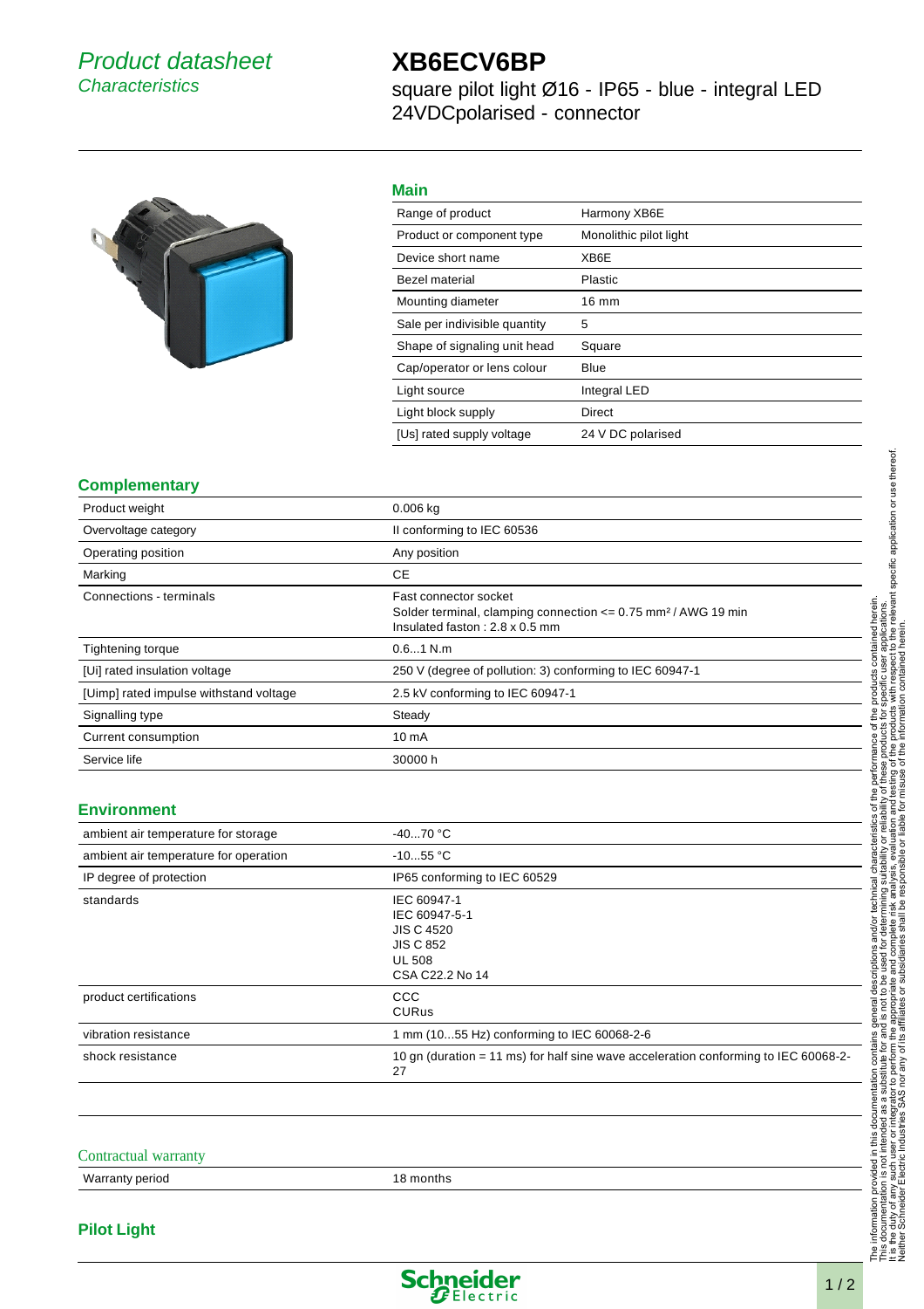# Product datasheet
## Characteristics

# XB6ECV6BP

square pilot light Ø16 - IP65 - blue - integral LED 24VDCpolarised - connector

## Main

| | |
|---|---|
| Range of product | Harmony XB6E |
| Product or component type | Monolithic pilot light |
| Device short name | XB6E |
| Bezel material | Plastic |
| Mounting diameter | 16 mm |
| Sale per indivisible quantity | 5 |
| Shape of signaling unit head | Square |
| Cap/operator or lens colour | Blue |
| Light source | Integral LED |
| Light block supply | Direct |
| [Us] rated supply voltage | 24 V DC polarised |

## Complementary

| | |
|---|---|
| Product weight | 0.006 kg |
| Overvoltage category | II conforming to IEC 60536 |
| Operating position | Any position |
| Marking | CE |
| Connections - terminals | Fast connector socket<br>Solder terminal, clamping connection <= 0.75 mm² / AWG 19 min<br>Insulated faston : 2.8 x 0.5 mm |
| Tightening torque | 0.6...1 N.m |
| [Ui] rated insulation voltage | 250 V (degree of pollution: 3) conforming to IEC 60947-1 |
| [Uimp] rated impulse withstand voltage | 2.5 kV conforming to IEC 60947-1 |
| Signalling type | Steady |
| Current consumption | 10 mA |
| Service life | 30000 h |

## Environment

| | |
|---|---|
| ambient air temperature for storage | -40...70 °C |
| ambient air temperature for operation | -10...55 °C |
| IP degree of protection | IP65 conforming to IEC 60529 |
| standards | IEC 60947-1<br>IEC 60947-5-1<br>JIS C 4520<br>JIS C 852<br>UL 508<br>CSA C22.2 No 14 |
| product certifications | CCC<br>CURus |
| vibration resistance | 1 mm (10...55 Hz) conforming to IEC 60068-2-6 |
| shock resistance | 10 gn (duration = 11 ms) for half sine wave acceleration conforming to IEC 60068-2-27 |

## Contractual warranty

| | |
|---|---|
| Warranty period | 18 months |

## Pilot Light

The information provided in this documentation contains general descriptions and/or technical characteristics of the performance of the products contained herein. This documentation is not intended as a substitute for and is not to be used for determining suitability or reliability of these products for specific user applications. It is the duty of any such user or integrator to perform the appropriate and complete risk analysis, evaluation and testing of the products with respect to the relevant specific application or use thereof. Neither Schneider Electric Industries SAS nor any of its affiliates or subsidiaries shall be responsible or liable for misuse of the information contained herein.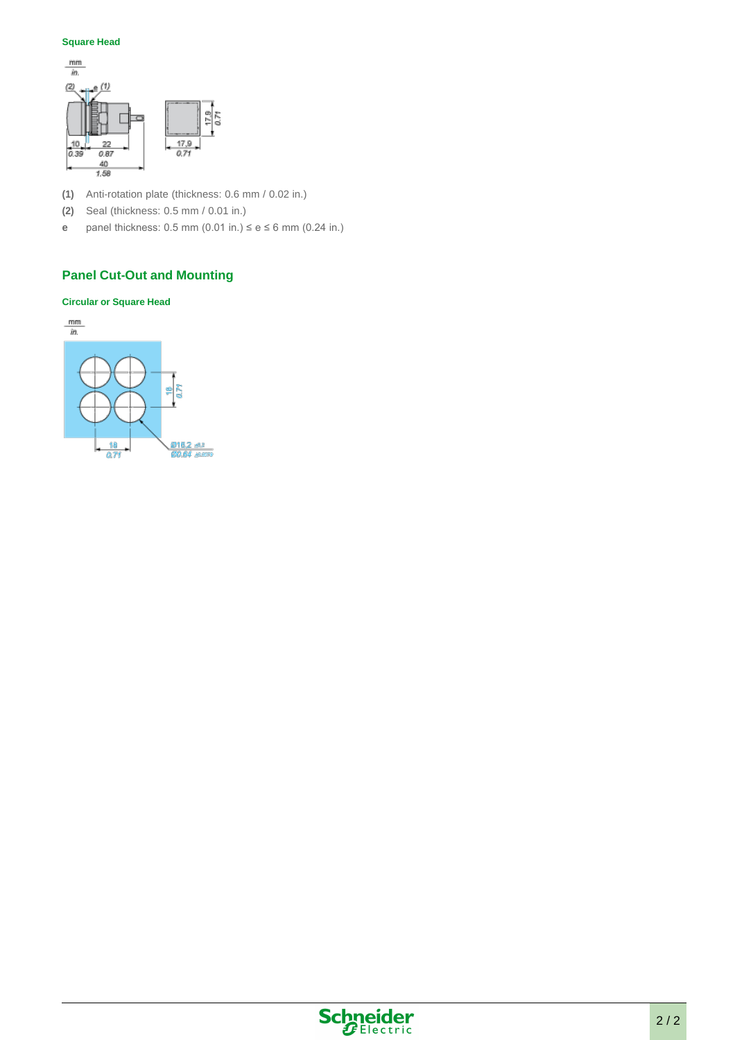### Square Head

(1) Anti-rotation plate (thickness: 0.6 mm / 0.02 in.)

(2) Seal (thickness: 0.5 mm / 0.01 in.)

e panel thickness: 0.5 mm (0.01 in.) ≤ e ≤ 6 mm (0.24 in.)

## Panel Cut-Out and Mounting

### Circular or Square Head